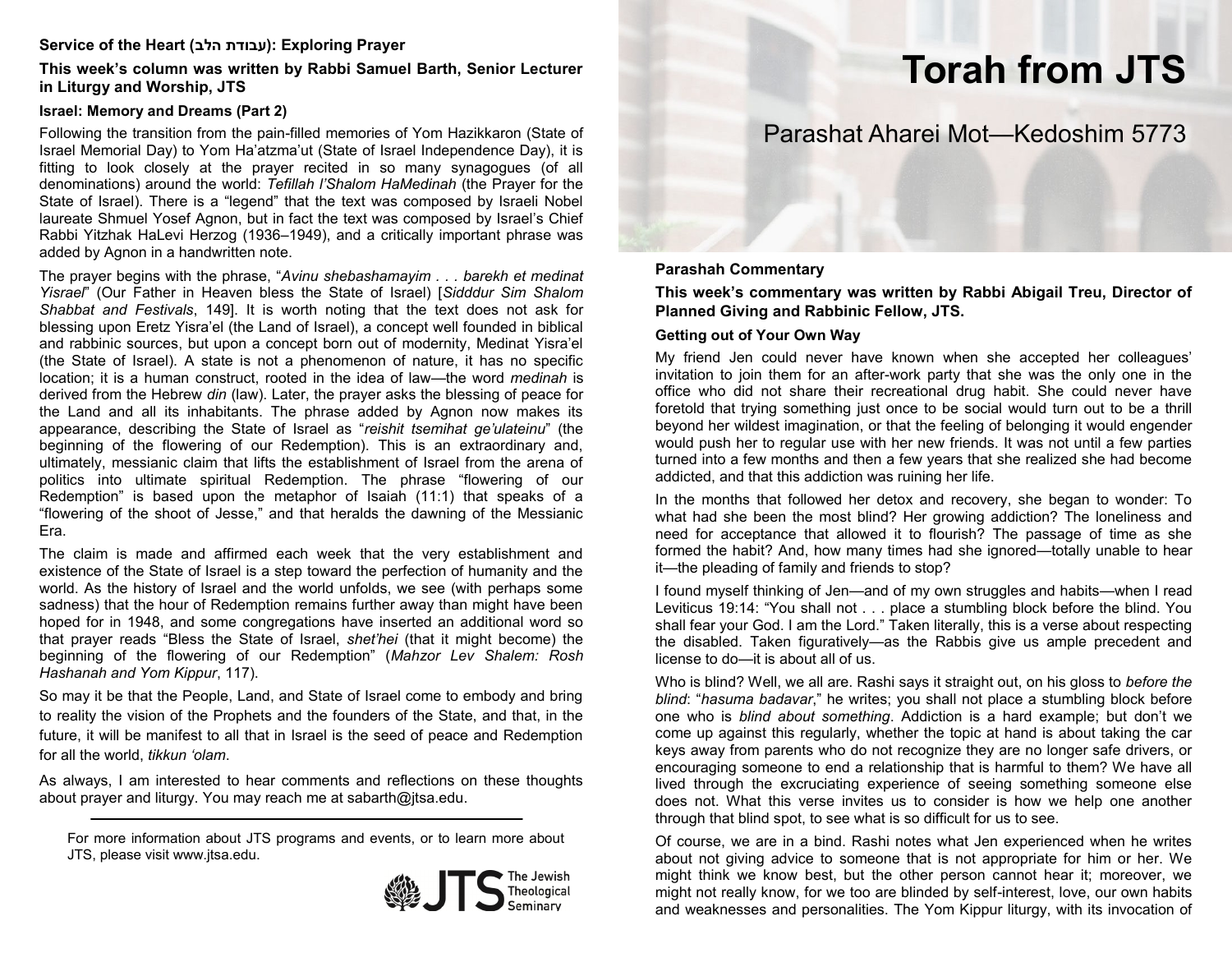# Torah from JTS

## Parashat Aharei Mot—Kedoshim 5773

### Parashah Commentary

**This week's commentary was written by Rabbi Abigail Treu, Director of Planned Giving and Rabbinic Fellow, JTS.**

#### Getting out of Your Own Way

My friend Jen could never have known when she accepted her colleagues' invitation to join them for an after-work party that she was the only one in the office who did not share their recreational drug habit. She could never have foretold that trying something just once to be social would turn out to be a thrill beyond her wildest imagination, or that the feeling of belonging it would engender would push her to regular use with her new friends. It was not until a few parties turned into a few months and then a few years that she realized she had become addicted, and that this addiction was ruining her life.

In the months that followed her detox and recovery, she began to wonder: To what had she been the most blind? Her growing addiction? The loneliness and need for acceptance that allowed it to flourish? The passage of time as she formed the habit? And, how many times had she ignored—totally unable to hear it—the pleading of family and friends to stop?

I found myself thinking of Jen—and of my own struggles and habits—when I read Leviticus 19:14: "You shall not . . . place a stumbling block before the blind. You shall fear your God. I am the Lord." Taken literally, this is a verse about respecting the disabled. Taken figuratively—as the Rabbis give us ample precedent and license to do—it is about all of us.

Who is blind? Well, we all are. Rashi says it straight out, on his gloss to *before the blind*: "*hasuma badavar*," he writes; you shall not place a stumbling block before one who is *blind about something*. Addiction is a hard example; but don't we come up against this regularly, whether the topic at hand is about taking the car keys away from parents who do not recognize they are no longer safe drivers, or encouraging someone to end a relationship that is harmful to them? We have all lived through the excruciating experience of seeing something someone else does not. What this verse invites us to consider is how we help one another through that blind spot, to see what is so difficult for us to see.

Of course, we are in a bind. Rashi notes what Jen experienced when he writes about not giving advice to someone that is not appropriate for him or her. We might think we know best, but the other person cannot hear it; moreover, we might not really know, for we too are blinded by self-interest, love, our own habits and weaknesses and personalities. The Yom Kippur liturgy, with its invocation of

---

**Service of the Heart (עבודת הלב): Exploring Prayer**

**This week's column was written by Rabbi Samuel Barth, Senior Lecturer in Liturgy and Worship, JTS**

#### Israel: Memory and Dreams (Part 2)

Following the transition from the pain-filled memories of Yom Hazikkaron (State of Israel Memorial Day) to Yom Ha'atzma'ut (State of Israel Independence Day), it is fitting to look closely at the prayer recited in so many synagogues (of all denominations) around the world: *Tefillah l'Shalom HaMedinah* (the Prayer for the State of Israel). There is a "legend" that the text was composed by Israeli Nobel laureate Shmuel Yosef Agnon, but in fact the text was composed by Israel's Chief Rabbi Yitzhak HaLevi Herzog (1936–1949), and a critically important phrase was added by Agnon in a handwritten note.

The prayer begins with the phrase, "*Avinu shebashamayim . . . barekh et medinat Yisrael*" (Our Father in Heaven bless the State of Israel) [*Sidddur Sim Shalom Shabbat and Festivals*, 149]. It is worth noting that the text does not ask for blessing upon Eretz Yisra'el (the Land of Israel), a concept well founded in biblical and rabbinic sources, but upon a concept born out of modernity, Medinat Yisra'el (the State of Israel). A state is not a phenomenon of nature, it has no specific location; it is a human construct, rooted in the idea of law—the word *medinah* is derived from the Hebrew *din* (law). Later, the prayer asks the blessing of peace for the Land and all its inhabitants. The phrase added by Agnon now makes its appearance, describing the State of Israel as "*reishit tsemihat ge'ulateinu*" (the beginning of the flowering of our Redemption). This is an extraordinary and, ultimately, messianic claim that lifts the establishment of Israel from the arena of politics into ultimate spiritual Redemption. The phrase "flowering of our Redemption" is based upon the metaphor of Isaiah (11:1) that speaks of a "flowering of the shoot of Jesse," and that heralds the dawning of the Messianic Era.

The claim is made and affirmed each week that the very establishment and existence of the State of Israel is a step toward the perfection of humanity and the world. As the history of Israel and the world unfolds, we see (with perhaps some sadness) that the hour of Redemption remains further away than might have been hoped for in 1948, and some congregations have inserted an additional word so that prayer reads "Bless the State of Israel, *shet'hei* (that it might become) the beginning of the flowering of our Redemption" (*Mahzor Lev Shalem: Rosh Hashanah and Yom Kippur*, 117).

So may it be that the People, Land, and State of Israel come to embody and bring to reality the vision of the Prophets and the founders of the State, and that, in the future, it will be manifest to all that in Israel is the seed of peace and Redemption for all the world, *tikkun 'olam*.

As always, I am interested to hear comments and reflections on these thoughts about prayer and liturgy. You may reach me at sabarth@jtsa.edu.

---

For more information about JTS programs and events, or to learn more about JTS, please visit www.jtsa.edu.

JTS The Jewish Theological Seminary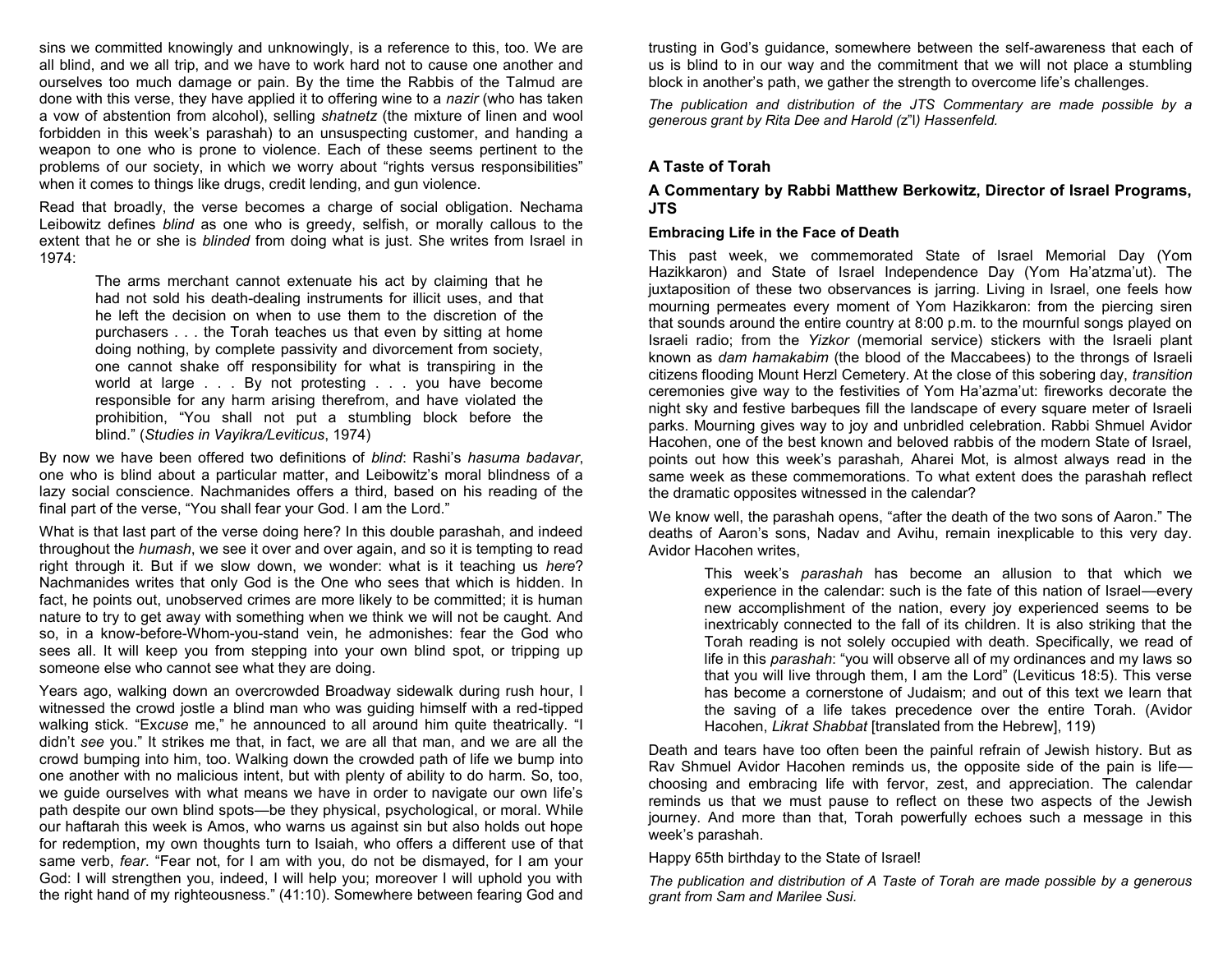sins we committed knowingly and unknowingly, is a reference to this, too. We are all blind, and we all trip, and we have to work hard not to cause one another and ourselves too much damage or pain. By the time the Rabbis of the Talmud are done with this verse, they have applied it to offering wine to a *nazir* (who has taken a vow of abstention from alcohol), selling *shatnetz* (the mixture of linen and wool forbidden in this week's parashah) to an unsuspecting customer, and handing a weapon to one who is prone to violence. Each of these seems pertinent to the problems of our society, in which we worry about "rights versus responsibilities" when it comes to things like drugs, credit lending, and gun violence.

Read that broadly, the verse becomes a charge of social obligation. Nechama Leibowitz defines *blind* as one who is greedy, selfish, or morally callous to the extent that he or she is *blinded* from doing what is just. She writes from Israel in 1974:

> The arms merchant cannot extenuate his act by claiming that he had not sold his death-dealing instruments for illicit uses, and that he left the decision on when to use them to the discretion of the purchasers . . . the Torah teaches us that even by sitting at home doing nothing, by complete passivity and divorcement from society, one cannot shake off responsibility for what is transpiring in the world at large . . . By not protesting . . . you have become responsible for any harm arising therefrom, and have violated the prohibition, "You shall not put a stumbling block before the blind." (*Studies in Vayikra/Leviticus*, 1974)

By now we have been offered two definitions of *blind*: Rashi's *hasuma badavar*, one who is blind about a particular matter, and Leibowitz's moral blindness of a lazy social conscience. Nachmanides offers a third, based on his reading of the final part of the verse, "You shall fear your God. I am the Lord."

What is that last part of the verse doing here? In this double parashah, and indeed throughout the *humash*, we see it over and over again, and so it is tempting to read right through it. But if we slow down, we wonder: what is it teaching us *here*? Nachmanides writes that only God is the One who sees that which is hidden. In fact, he points out, unobserved crimes are more likely to be committed; it is human nature to try to get away with something when we think we will not be caught. And so, in a know-before-Whom-you-stand vein, he admonishes: fear the God who sees all. It will keep you from stepping into your own blind spot, or tripping up someone else who cannot see what they are doing.

Years ago, walking down an overcrowded Broadway sidewalk during rush hour, I witnessed the crowd jostle a blind man who was guiding himself with a red-tipped walking stick. "Ex*cuse* me," he announced to all around him quite theatrically. "I didn't *see* you." It strikes me that, in fact, we are all that man, and we are all the crowd bumping into him, too. Walking down the crowded path of life we bump into one another with no malicious intent, but with plenty of ability to do harm. So, too, we guide ourselves with what means we have in order to navigate our own life's path despite our own blind spots—be they physical, psychological, or moral. While our haftarah this week is Amos, who warns us against sin but also holds out hope for redemption, my own thoughts turn to Isaiah, who offers a different use of that same verb, *fear*. "Fear not, for I am with you, do not be dismayed, for I am your God: I will strengthen you, indeed, I will help you; moreover I will uphold you with the right hand of my righteousness." (41:10). Somewhere between fearing God and trusting in God's guidance, somewhere between the self-awareness that each of us is blind to in our way and the commitment that we will not place a stumbling block in another's path, we gather the strength to overcome life's challenges.

*The publication and distribution of the JTS Commentary are made possible by a generous grant by Rita Dee and Harold (z"l) Hassenfeld.*

## A Taste of Torah

### A Commentary by Rabbi Matthew Berkowitz, Director of Israel Programs, JTS

#### Embracing Life in the Face of Death

This past week, we commemorated State of Israel Memorial Day (Yom Hazikkaron) and State of Israel Independence Day (Yom Ha'atzma'ut). The juxtaposition of these two observances is jarring. Living in Israel, one feels how mourning permeates every moment of Yom Hazikkaron: from the piercing siren that sounds around the entire country at 8:00 p.m. to the mournful songs played on Israeli radio; from the *Yizkor* (memorial service) stickers with the Israeli plant known as *dam hamakabim* (the blood of the Maccabees) to the throngs of Israeli citizens flooding Mount Herzl Cemetery. At the close of this sobering day, *transition* ceremonies give way to the festivities of Yom Ha'azma'ut: fireworks decorate the night sky and festive barbeques fill the landscape of every square meter of Israeli parks. Mourning gives way to joy and unbridled celebration. Rabbi Shmuel Avidor Hacohen, one of the best known and beloved rabbis of the modern State of Israel, points out how this week's parashah, Aharei Mot, is almost always read in the same week as these commemorations. To what extent does the parashah reflect the dramatic opposites witnessed in the calendar?

We know well, the parashah opens, "after the death of the two sons of Aaron." The deaths of Aaron's sons, Nadav and Avihu, remain inexplicable to this very day. Avidor Hacohen writes,

> This week's *parashah* has become an allusion to that which we experience in the calendar: such is the fate of this nation of Israel—every new accomplishment of the nation, every joy experienced seems to be inextricably connected to the fall of its children. It is also striking that the Torah reading is not solely occupied with death. Specifically, we read of life in this *parashah*: "you will observe all of my ordinances and my laws so that you will live through them, I am the Lord" (Leviticus 18:5). This verse has become a cornerstone of Judaism; and out of this text we learn that the saving of a life takes precedence over the entire Torah. (Avidor Hacohen, *Likrat Shabbat* [translated from the Hebrew], 119)

Death and tears have too often been the painful refrain of Jewish history. But as Rav Shmuel Avidor Hacohen reminds us, the opposite side of the pain is life—choosing and embracing life with fervor, zest, and appreciation. The calendar reminds us that we must pause to reflect on these two aspects of the Jewish journey. And more than that, Torah powerfully echoes such a message in this week's parashah.

Happy 65th birthday to the State of Israel!

*The publication and distribution of A Taste of Torah are made possible by a generous grant from Sam and Marilee Susi.*